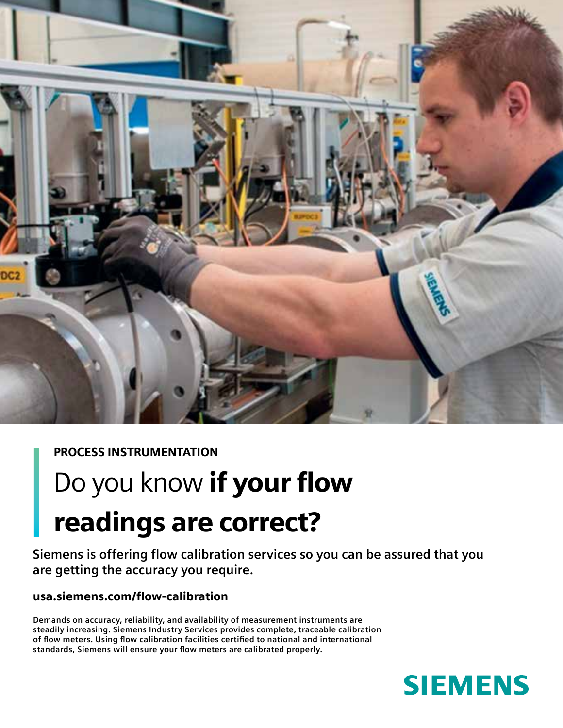PROCESS INSTRUMENTATION

# Do you know **if your flow readings are correct?**

**Siemens is offering flow calibration services so you can be assured that you are getting the accuracy you require.**

**usa.siemens.com/flow-calibration**

**Demands on accuracy, reliability, and availability of measurement instruments are steadily increasing. Siemens Industry Services provides complete, traceable calibration of flow meters. Using flow calibration facilities certified to national and international standards, Siemens will ensure your flow meters are calibrated properly.**

**SIEMENS**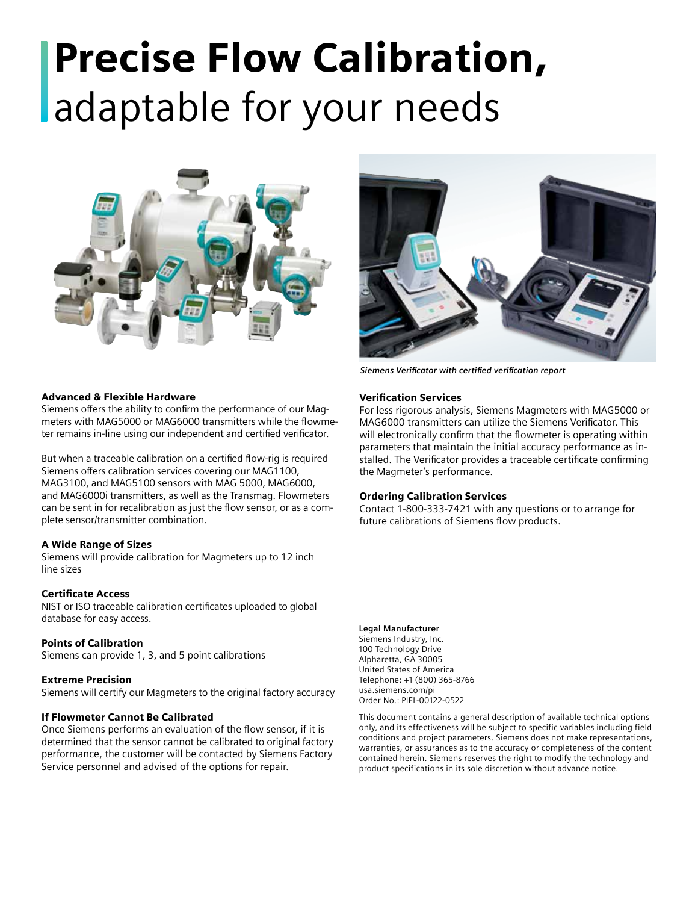# **Precise Flow Calibration,** adaptable for your needs

*Siemens Verificator with certified verification report*

### Advanced & Flexible Hardware

Siemens offers the ability to confirm the performance of our Magmeters with MAG5000 or MAG6000 transmitters while the flowmeter remains in-line using our independent and certified verificator.

But when a traceable calibration on a certified flow-rig is required Siemens offers calibration services covering our MAG1100, MAG3100, and MAG5100 sensors with MAG 5000, MAG6000, and MAG6000i transmitters, as well as the Transmag. Flowmeters can be sent in for recalibration as just the flow sensor, or as a complete sensor/transmitter combination.

### A Wide Range of Sizes

Siemens will provide calibration for Magmeters up to 12 inch line sizes

### Certificate Access

NIST or ISO traceable calibration certificates uploaded to global database for easy access.

### Points of Calibration

Siemens can provide 1, 3, and 5 point calibrations

### Extreme Precision

Siemens will certify our Magmeters to the original factory accuracy

### If Flowmeter Cannot Be Calibrated

Once Siemens performs an evaluation of the flow sensor, if it is determined that the sensor cannot be calibrated to original factory performance, the customer will be contacted by Siemens Factory Service personnel and advised of the options for repair.

### Verification Services

For less rigorous analysis, Siemens Magmeters with MAG5000 or MAG6000 transmitters can utilize the Siemens Verificator. This will electronically confirm that the flowmeter is operating within parameters that maintain the initial accuracy performance as installed. The Verificator provides a traceable certificate confirming the Magmeter's performance.

### Ordering Calibration Services

Contact 1-800-333-7421 with any questions or to arrange for future calibrations of Siemens flow products.

**Legal Manufacturer**
Siemens Industry, Inc.
100 Technology Drive
Alpharetta, GA 30005
United States of America
Telephone: +1 (800) 365-8766
usa.siemens.com/pi
Order No.: PIFL-00122-0522

This document contains a general description of available technical options only, and its effectiveness will be subject to specific variables including field conditions and project parameters. Siemens does not make representations, warranties, or assurances as to the accuracy or completeness of the content contained herein. Siemens reserves the right to modify the technology and product specifications in its sole discretion without advance notice.